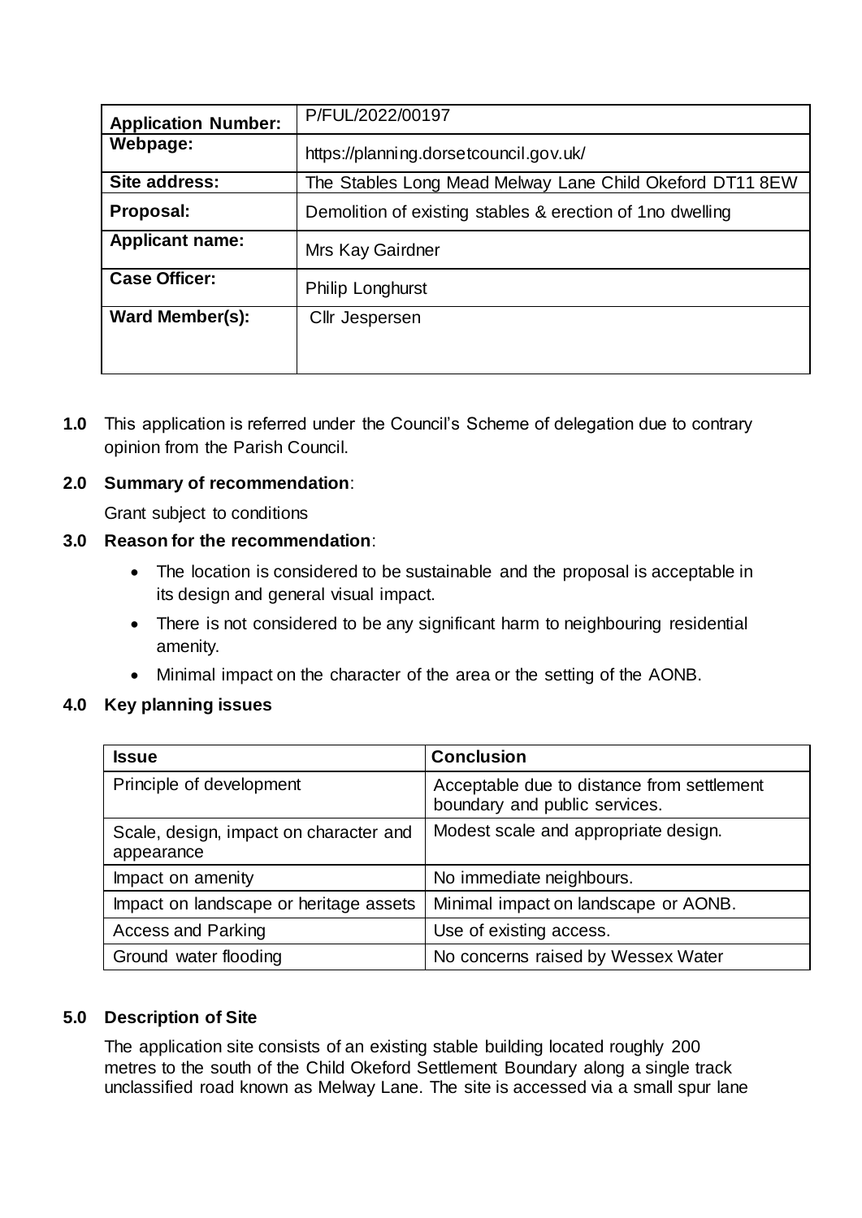| Application Number: | P/FUL/2022/00197 |
| --- | --- |
| Webpage: | https://planning.dorsetcouncil.gov.uk/ |
| Site address: | The Stables Long Mead Melway Lane Child Okeford DT11 8EW |
| Proposal: | Demolition of existing stables & erection of 1no dwelling |
| Applicant name: | Mrs Kay Gairdner |
| Case Officer: | Philip Longhurst |
| Ward Member(s): | Cllr Jespersen |

**1.0** This application is referred under the Council's Scheme of delegation due to contrary opinion from the Parish Council.

**2.0 Summary of recommendation**:

Grant subject to conditions

**3.0 Reason for the recommendation**:

- The location is considered to be sustainable and the proposal is acceptable in its design and general visual impact.
- There is not considered to be any significant harm to neighbouring residential amenity.
- Minimal impact on the character of the area or the setting of the AONB.

**4.0 Key planning issues**

| Issue | Conclusion |
| --- | --- |
| Principle of development | Acceptable due to distance from settlement boundary and public services. |
| Scale, design, impact on character and appearance | Modest scale and appropriate design. |
| Impact on amenity | No immediate neighbours. |
| Impact on landscape or heritage assets | Minimal impact on landscape or AONB. |
| Access and Parking | Use of existing access. |
| Ground water flooding | No concerns raised by Wessex Water |

**5.0 Description of Site**

The application site consists of an existing stable building located roughly 200 metres to the south of the Child Okeford Settlement Boundary along a single track unclassified road known as Melway Lane. The site is accessed via a small spur lane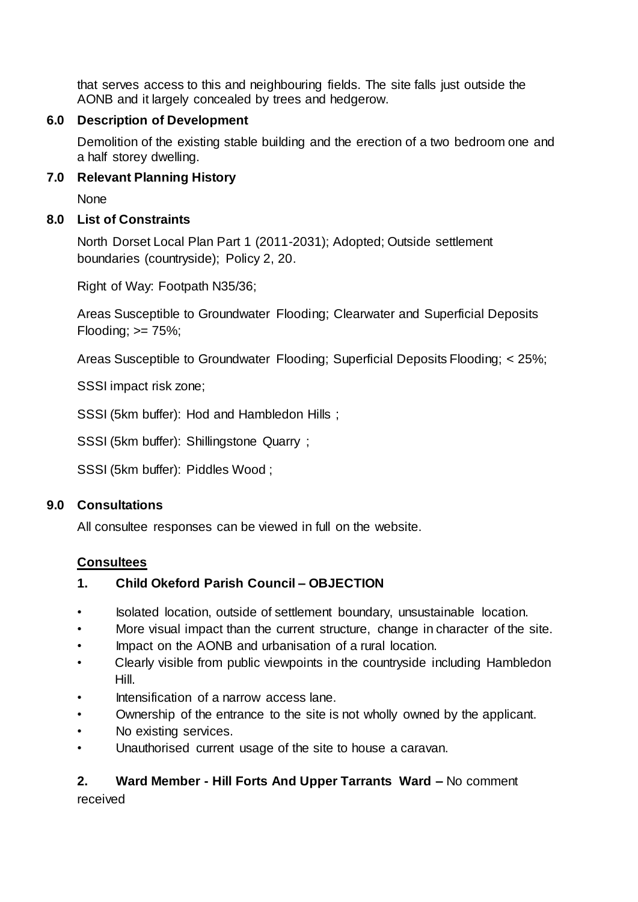that serves access to this and neighbouring fields. The site falls just outside the AONB and it largely concealed by trees and hedgerow.

## 6.0 Description of Development

Demolition of the existing stable building and the erection of a two bedroom one and a half storey dwelling.

## 7.0 Relevant Planning History

None

## 8.0 List of Constraints

North Dorset Local Plan Part 1 (2011-2031); Adopted; Outside settlement boundaries (countryside); Policy 2, 20.

Right of Way: Footpath N35/36;

Areas Susceptible to Groundwater Flooding; Clearwater and Superficial Deposits Flooding; >= 75%;

Areas Susceptible to Groundwater Flooding; Superficial Deposits Flooding; < 25%;

SSSI impact risk zone;

SSSI (5km buffer): Hod and Hambledon Hills ;

SSSI (5km buffer): Shillingstone Quarry ;

SSSI (5km buffer): Piddles Wood ;

## 9.0 Consultations

All consultee responses can be viewed in full on the website.

**Consultees**

### 1. Child Okeford Parish Council – OBJECTION

- Isolated location, outside of settlement boundary, unsustainable location.
- More visual impact than the current structure, change in character of the site.
- Impact on the AONB and urbanisation of a rural location.
- Clearly visible from public viewpoints in the countryside including Hambledon Hill.
- Intensification of a narrow access lane.
- Ownership of the entrance to the site is not wholly owned by the applicant.
- No existing services.
- Unauthorised current usage of the site to house a caravan.

**2. Ward Member - Hill Forts And Upper Tarrants Ward –** No comment received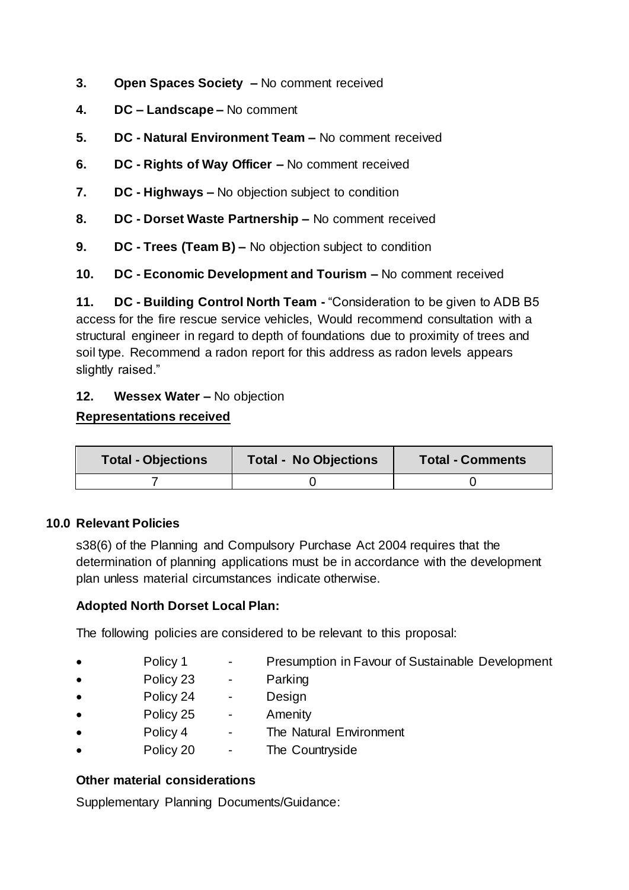3. **Open Spaces Society –** No comment received

4. **DC – Landscape –** No comment

5. **DC - Natural Environment Team –** No comment received

6. **DC - Rights of Way Officer –** No comment received

7. **DC - Highways –** No objection subject to condition

8. **DC - Dorset Waste Partnership –** No comment received

9. **DC - Trees (Team B) –** No objection subject to condition

10. **DC - Economic Development and Tourism –** No comment received

11. **DC - Building Control North Team -** "Consideration to be given to ADB B5 access for the fire rescue service vehicles, Would recommend consultation with a structural engineer in regard to depth of foundations due to proximity of trees and soil type. Recommend a radon report for this address as radon levels appears slightly raised."

12. **Wessex Water –** No objection

**Representations received**

| Total - Objections | Total - No Objections | Total - Comments |
|---|---|---|
| 7 | 0 | 0 |

## 10.0 Relevant Policies

s38(6) of the Planning and Compulsory Purchase Act 2004 requires that the determination of planning applications must be in accordance with the development plan unless material circumstances indicate otherwise.

**Adopted North Dorset Local Plan:**

The following policies are considered to be relevant to this proposal:

- Policy 1 - Presumption in Favour of Sustainable Development
- Policy 23 - Parking
- Policy 24 - Design
- Policy 25 - Amenity
- Policy 4 - The Natural Environment
- Policy 20 - The Countryside

**Other material considerations**

Supplementary Planning Documents/Guidance: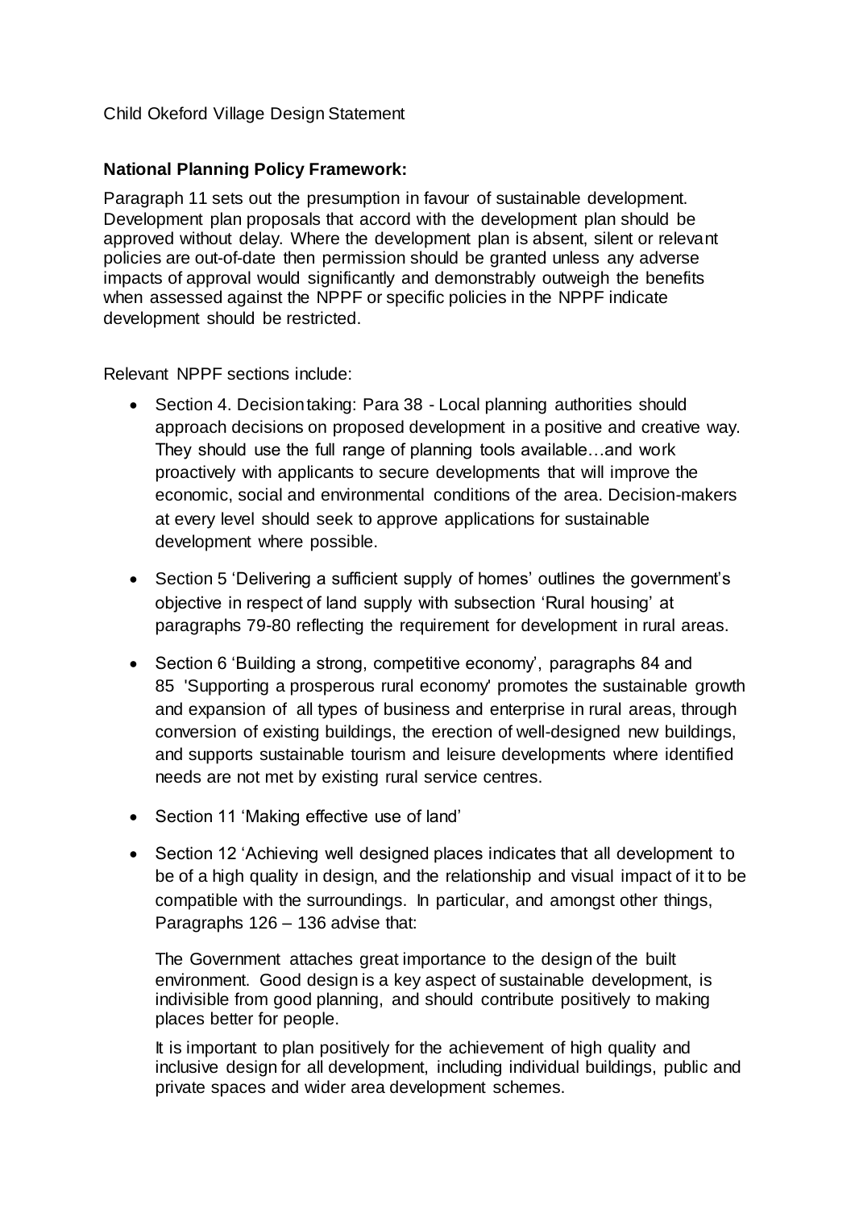Child Okeford Village Design Statement

**National Planning Policy Framework:**

Paragraph 11 sets out the presumption in favour of sustainable development. Development plan proposals that accord with the development plan should be approved without delay. Where the development plan is absent, silent or relevant policies are out-of-date then permission should be granted unless any adverse impacts of approval would significantly and demonstrably outweigh the benefits when assessed against the NPPF or specific policies in the NPPF indicate development should be restricted.

Relevant NPPF sections include:

- Section 4. Decision taking: Para 38 - Local planning authorities should approach decisions on proposed development in a positive and creative way. They should use the full range of planning tools available…and work proactively with applicants to secure developments that will improve the economic, social and environmental conditions of the area. Decision-makers at every level should seek to approve applications for sustainable development where possible.
- Section 5 'Delivering a sufficient supply of homes' outlines the government's objective in respect of land supply with subsection 'Rural housing' at paragraphs 79-80 reflecting the requirement for development in rural areas.
- Section 6 'Building a strong, competitive economy', paragraphs 84 and 85 'Supporting a prosperous rural economy' promotes the sustainable growth and expansion of all types of business and enterprise in rural areas, through conversion of existing buildings, the erection of well-designed new buildings, and supports sustainable tourism and leisure developments where identified needs are not met by existing rural service centres.
- Section 11 'Making effective use of land'
- Section 12 'Achieving well designed places indicates that all development to be of a high quality in design, and the relationship and visual impact of it to be compatible with the surroundings. In particular, and amongst other things, Paragraphs 126 – 136 advise that:

  The Government attaches great importance to the design of the built environment. Good design is a key aspect of sustainable development, is indivisible from good planning, and should contribute positively to making places better for people.

  It is important to plan positively for the achievement of high quality and inclusive design for all development, including individual buildings, public and private spaces and wider area development schemes.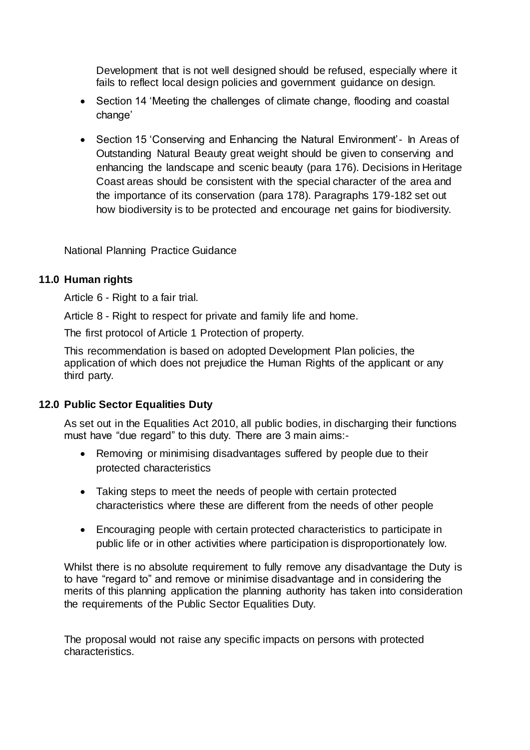Development that is not well designed should be refused, especially where it fails to reflect local design policies and government guidance on design.

- Section 14 'Meeting the challenges of climate change, flooding and coastal change'
- Section 15 'Conserving and Enhancing the Natural Environment'- In Areas of Outstanding Natural Beauty great weight should be given to conserving and enhancing the landscape and scenic beauty (para 176). Decisions in Heritage Coast areas should be consistent with the special character of the area and the importance of its conservation (para 178). Paragraphs 179-182 set out how biodiversity is to be protected and encourage net gains for biodiversity.

National Planning Practice Guidance

## 11.0 Human rights

Article 6 - Right to a fair trial.

Article 8 - Right to respect for private and family life and home.

The first protocol of Article 1 Protection of property.

This recommendation is based on adopted Development Plan policies, the application of which does not prejudice the Human Rights of the applicant or any third party.

## 12.0 Public Sector Equalities Duty

As set out in the Equalities Act 2010, all public bodies, in discharging their functions must have "due regard" to this duty. There are 3 main aims:-

- Removing or minimising disadvantages suffered by people due to their protected characteristics
- Taking steps to meet the needs of people with certain protected characteristics where these are different from the needs of other people
- Encouraging people with certain protected characteristics to participate in public life or in other activities where participation is disproportionately low.

Whilst there is no absolute requirement to fully remove any disadvantage the Duty is to have "regard to" and remove or minimise disadvantage and in considering the merits of this planning application the planning authority has taken into consideration the requirements of the Public Sector Equalities Duty.

The proposal would not raise any specific impacts on persons with protected characteristics.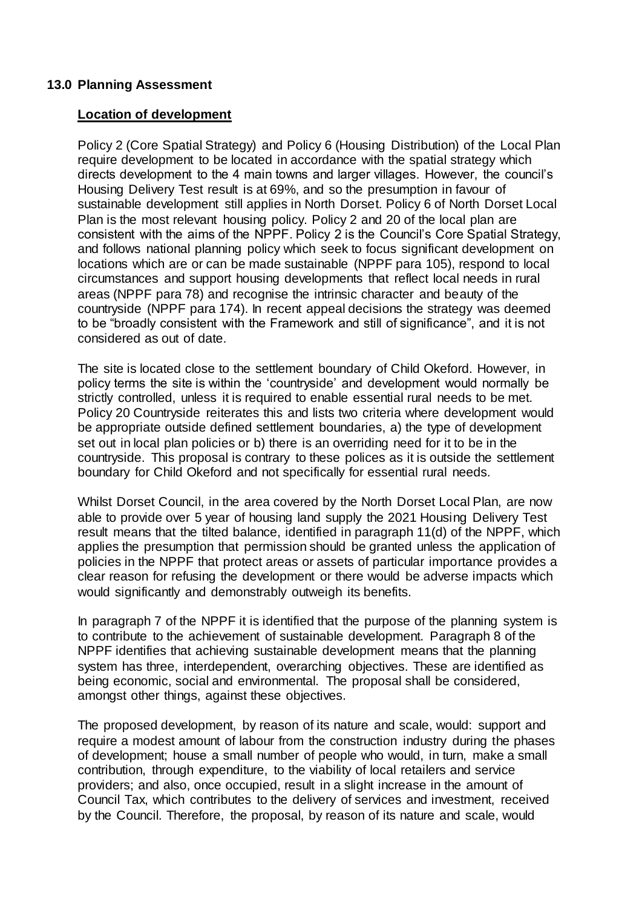## 13.0 Planning Assessment

**Location of development**

Policy 2 (Core Spatial Strategy) and Policy 6 (Housing Distribution) of the Local Plan require development to be located in accordance with the spatial strategy which directs development to the 4 main towns and larger villages. However, the council's Housing Delivery Test result is at 69%, and so the presumption in favour of sustainable development still applies in North Dorset. Policy 6 of North Dorset Local Plan is the most relevant housing policy. Policy 2 and 20 of the local plan are consistent with the aims of the NPPF. Policy 2 is the Council's Core Spatial Strategy, and follows national planning policy which seek to focus significant development on locations which are or can be made sustainable (NPPF para 105), respond to local circumstances and support housing developments that reflect local needs in rural areas (NPPF para 78) and recognise the intrinsic character and beauty of the countryside (NPPF para 174). In recent appeal decisions the strategy was deemed to be "broadly consistent with the Framework and still of significance", and it is not considered as out of date.

The site is located close to the settlement boundary of Child Okeford. However, in policy terms the site is within the 'countryside' and development would normally be strictly controlled, unless it is required to enable essential rural needs to be met. Policy 20 Countryside reiterates this and lists two criteria where development would be appropriate outside defined settlement boundaries, a) the type of development set out in local plan policies or b) there is an overriding need for it to be in the countryside. This proposal is contrary to these polices as it is outside the settlement boundary for Child Okeford and not specifically for essential rural needs.

Whilst Dorset Council, in the area covered by the North Dorset Local Plan, are now able to provide over 5 year of housing land supply the 2021 Housing Delivery Test result means that the tilted balance, identified in paragraph 11(d) of the NPPF, which applies the presumption that permission should be granted unless the application of policies in the NPPF that protect areas or assets of particular importance provides a clear reason for refusing the development or there would be adverse impacts which would significantly and demonstrably outweigh its benefits.

In paragraph 7 of the NPPF it is identified that the purpose of the planning system is to contribute to the achievement of sustainable development. Paragraph 8 of the NPPF identifies that achieving sustainable development means that the planning system has three, interdependent, overarching objectives. These are identified as being economic, social and environmental. The proposal shall be considered, amongst other things, against these objectives.

The proposed development, by reason of its nature and scale, would: support and require a modest amount of labour from the construction industry during the phases of development; house a small number of people who would, in turn, make a small contribution, through expenditure, to the viability of local retailers and service providers; and also, once occupied, result in a slight increase in the amount of Council Tax, which contributes to the delivery of services and investment, received by the Council. Therefore, the proposal, by reason of its nature and scale, would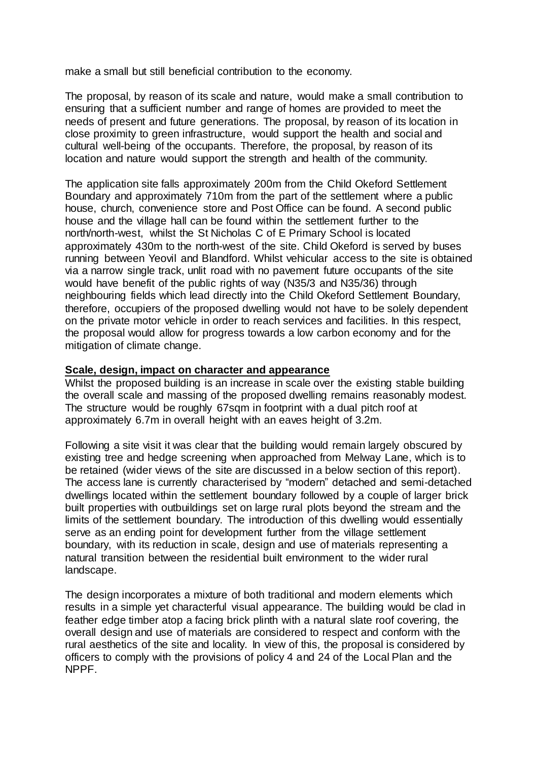make a small but still beneficial contribution to the economy.

The proposal, by reason of its scale and nature, would make a small contribution to ensuring that a sufficient number and range of homes are provided to meet the needs of present and future generations. The proposal, by reason of its location in close proximity to green infrastructure, would support the health and social and cultural well-being of the occupants. Therefore, the proposal, by reason of its location and nature would support the strength and health of the community.

The application site falls approximately 200m from the Child Okeford Settlement Boundary and approximately 710m from the part of the settlement where a public house, church, convenience store and Post Office can be found. A second public house and the village hall can be found within the settlement further to the north/north-west, whilst the St Nicholas C of E Primary School is located approximately 430m to the north-west of the site. Child Okeford is served by buses running between Yeovil and Blandford. Whilst vehicular access to the site is obtained via a narrow single track, unlit road with no pavement future occupants of the site would have benefit of the public rights of way (N35/3 and N35/36) through neighbouring fields which lead directly into the Child Okeford Settlement Boundary, therefore, occupiers of the proposed dwelling would not have to be solely dependent on the private motor vehicle in order to reach services and facilities. In this respect, the proposal would allow for progress towards a low carbon economy and for the mitigation of climate change.

**Scale, design, impact on character and appearance**

Whilst the proposed building is an increase in scale over the existing stable building the overall scale and massing of the proposed dwelling remains reasonably modest. The structure would be roughly 67sqm in footprint with a dual pitch roof at approximately 6.7m in overall height with an eaves height of 3.2m.

Following a site visit it was clear that the building would remain largely obscured by existing tree and hedge screening when approached from Melway Lane, which is to be retained (wider views of the site are discussed in a below section of this report). The access lane is currently characterised by "modern" detached and semi-detached dwellings located within the settlement boundary followed by a couple of larger brick built properties with outbuildings set on large rural plots beyond the stream and the limits of the settlement boundary. The introduction of this dwelling would essentially serve as an ending point for development further from the village settlement boundary, with its reduction in scale, design and use of materials representing a natural transition between the residential built environment to the wider rural landscape.

The design incorporates a mixture of both traditional and modern elements which results in a simple yet characterful visual appearance. The building would be clad in feather edge timber atop a facing brick plinth with a natural slate roof covering, the overall design and use of materials are considered to respect and conform with the rural aesthetics of the site and locality. In view of this, the proposal is considered by officers to comply with the provisions of policy 4 and 24 of the Local Plan and the NPPF.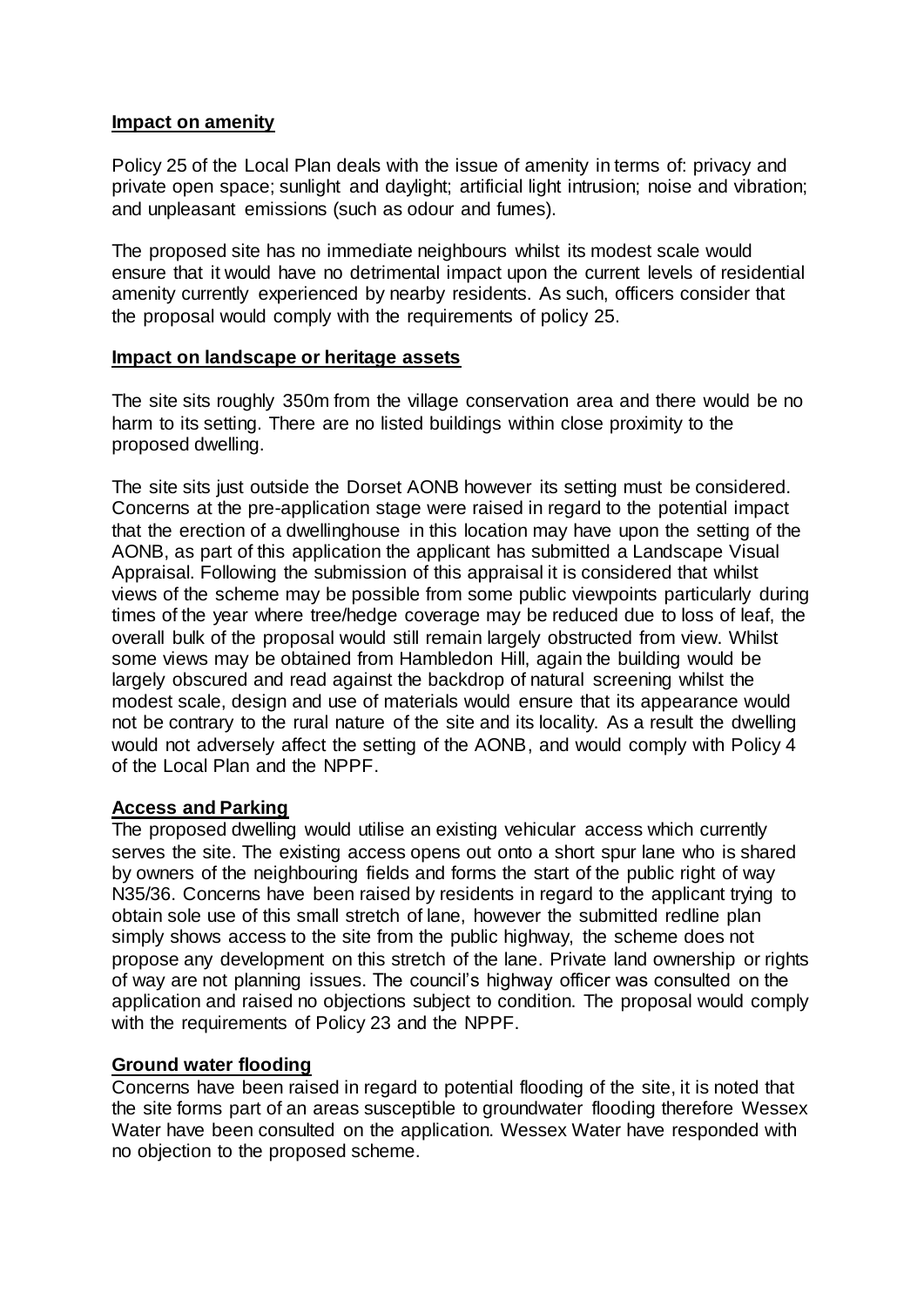## Impact on amenity

Policy 25 of the Local Plan deals with the issue of amenity in terms of: privacy and private open space; sunlight and daylight; artificial light intrusion; noise and vibration; and unpleasant emissions (such as odour and fumes).

The proposed site has no immediate neighbours whilst its modest scale would ensure that it would have no detrimental impact upon the current levels of residential amenity currently experienced by nearby residents. As such, officers consider that the proposal would comply with the requirements of policy 25.

## Impact on landscape or heritage assets

The site sits roughly 350m from the village conservation area and there would be no harm to its setting. There are no listed buildings within close proximity to the proposed dwelling.

The site sits just outside the Dorset AONB however its setting must be considered. Concerns at the pre-application stage were raised in regard to the potential impact that the erection of a dwellinghouse in this location may have upon the setting of the AONB, as part of this application the applicant has submitted a Landscape Visual Appraisal. Following the submission of this appraisal it is considered that whilst views of the scheme may be possible from some public viewpoints particularly during times of the year where tree/hedge coverage may be reduced due to loss of leaf, the overall bulk of the proposal would still remain largely obstructed from view. Whilst some views may be obtained from Hambledon Hill, again the building would be largely obscured and read against the backdrop of natural screening whilst the modest scale, design and use of materials would ensure that its appearance would not be contrary to the rural nature of the site and its locality. As a result the dwelling would not adversely affect the setting of the AONB, and would comply with Policy 4 of the Local Plan and the NPPF.

## Access and Parking

The proposed dwelling would utilise an existing vehicular access which currently serves the site. The existing access opens out onto a short spur lane who is shared by owners of the neighbouring fields and forms the start of the public right of way N35/36. Concerns have been raised by residents in regard to the applicant trying to obtain sole use of this small stretch of lane, however the submitted redline plan simply shows access to the site from the public highway, the scheme does not propose any development on this stretch of the lane. Private land ownership or rights of way are not planning issues. The council's highway officer was consulted on the application and raised no objections subject to condition. The proposal would comply with the requirements of Policy 23 and the NPPF.

## Ground water flooding

Concerns have been raised in regard to potential flooding of the site, it is noted that the site forms part of an areas susceptible to groundwater flooding therefore Wessex Water have been consulted on the application. Wessex Water have responded with no objection to the proposed scheme.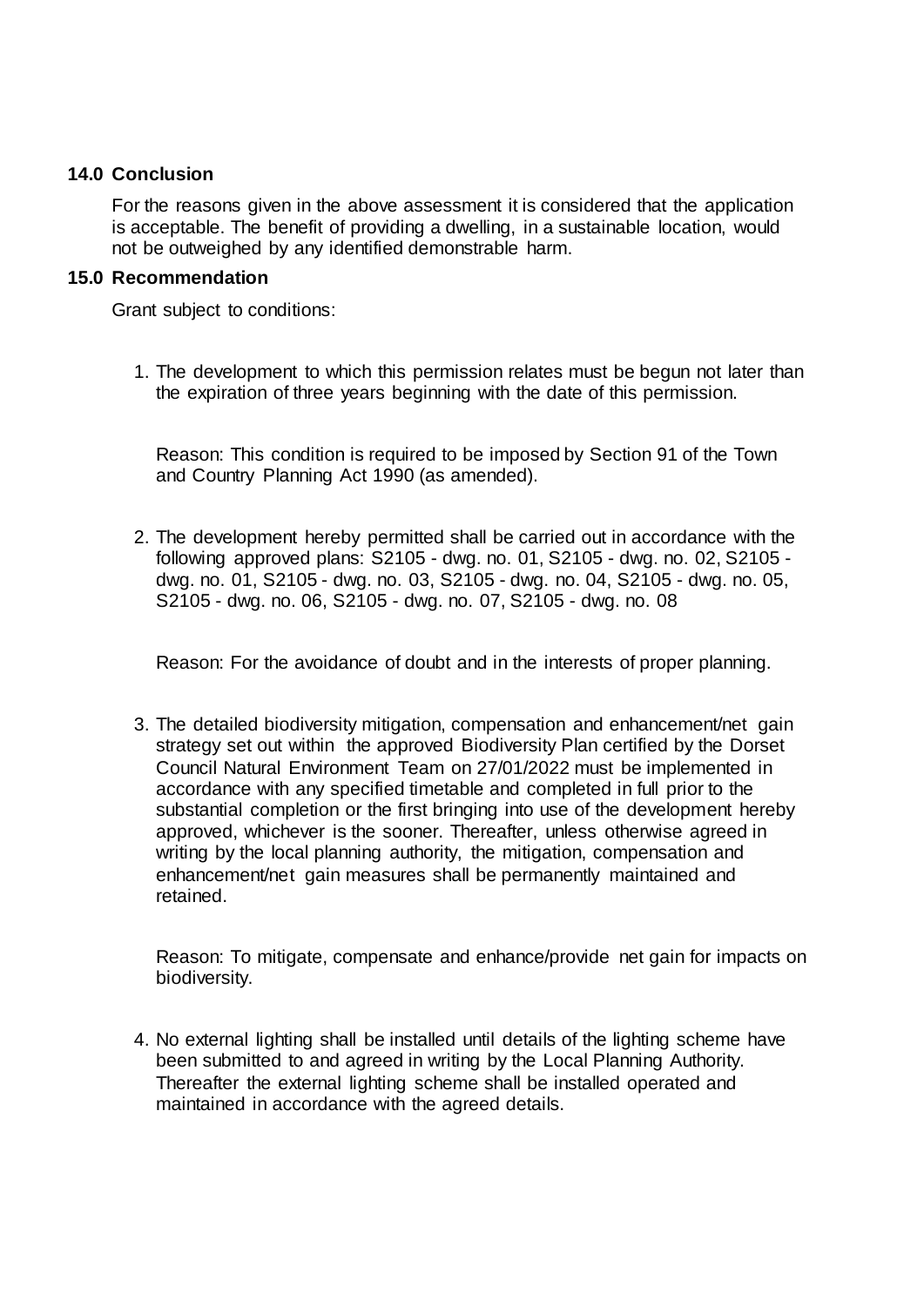## 14.0 Conclusion

For the reasons given in the above assessment it is considered that the application is acceptable. The benefit of providing a dwelling, in a sustainable location, would not be outweighed by any identified demonstrable harm.

## 15.0 Recommendation

Grant subject to conditions:

1. The development to which this permission relates must be begun not later than the expiration of three years beginning with the date of this permission.

   Reason: This condition is required to be imposed by Section 91 of the Town and Country Planning Act 1990 (as amended).

2. The development hereby permitted shall be carried out in accordance with the following approved plans: S2105 - dwg. no. 01, S2105 - dwg. no. 02, S2105 - dwg. no. 01, S2105 - dwg. no. 03, S2105 - dwg. no. 04, S2105 - dwg. no. 05, S2105 - dwg. no. 06, S2105 - dwg. no. 07, S2105 - dwg. no. 08

   Reason: For the avoidance of doubt and in the interests of proper planning.

3. The detailed biodiversity mitigation, compensation and enhancement/net gain strategy set out within the approved Biodiversity Plan certified by the Dorset Council Natural Environment Team on 27/01/2022 must be implemented in accordance with any specified timetable and completed in full prior to the substantial completion or the first bringing into use of the development hereby approved, whichever is the sooner. Thereafter, unless otherwise agreed in writing by the local planning authority, the mitigation, compensation and enhancement/net gain measures shall be permanently maintained and retained.

   Reason: To mitigate, compensate and enhance/provide net gain for impacts on biodiversity.

4. No external lighting shall be installed until details of the lighting scheme have been submitted to and agreed in writing by the Local Planning Authority. Thereafter the external lighting scheme shall be installed operated and maintained in accordance with the agreed details.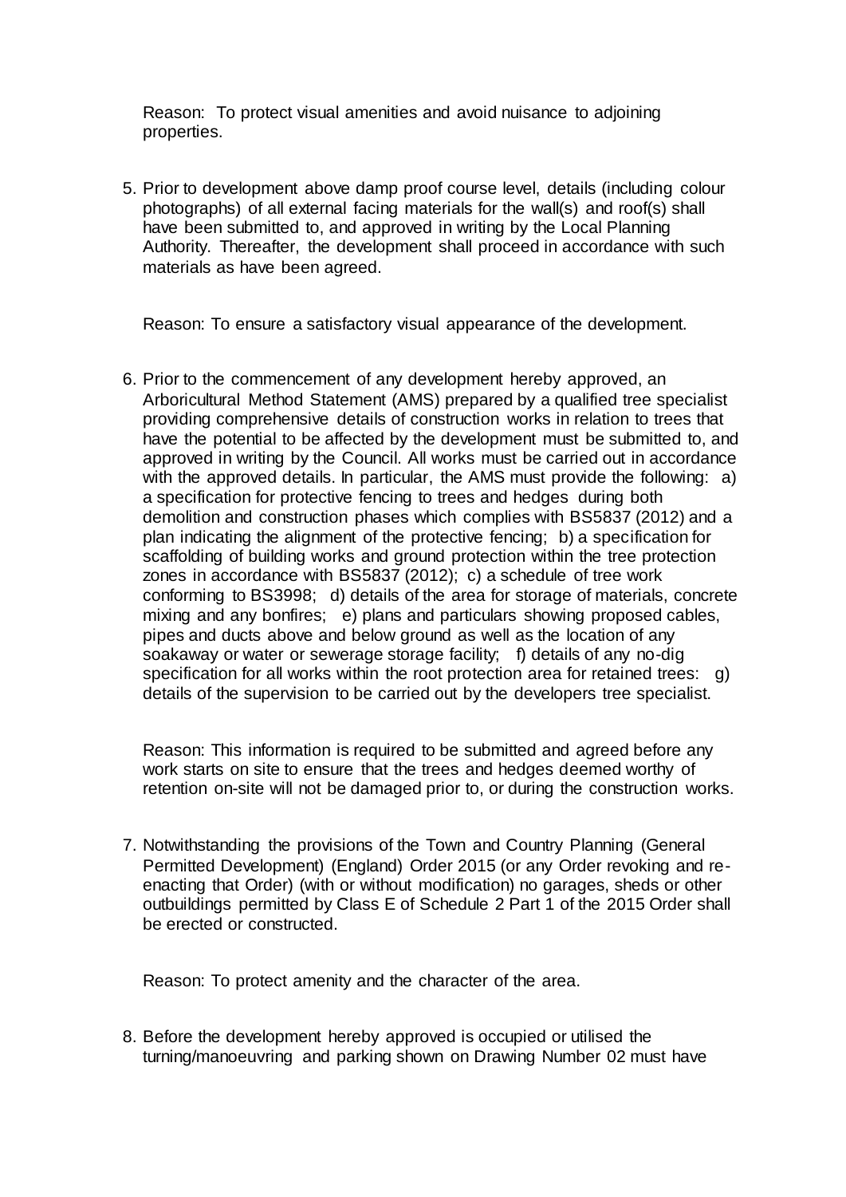Reason: To protect visual amenities and avoid nuisance to adjoining properties.

5. Prior to development above damp proof course level, details (including colour photographs) of all external facing materials for the wall(s) and roof(s) shall have been submitted to, and approved in writing by the Local Planning Authority. Thereafter, the development shall proceed in accordance with such materials as have been agreed.

   Reason: To ensure a satisfactory visual appearance of the development.

6. Prior to the commencement of any development hereby approved, an Arboricultural Method Statement (AMS) prepared by a qualified tree specialist providing comprehensive details of construction works in relation to trees that have the potential to be affected by the development must be submitted to, and approved in writing by the Council. All works must be carried out in accordance with the approved details. In particular, the AMS must provide the following: a) a specification for protective fencing to trees and hedges during both demolition and construction phases which complies with BS5837 (2012) and a plan indicating the alignment of the protective fencing; b) a specification for scaffolding of building works and ground protection within the tree protection zones in accordance with BS5837 (2012); c) a schedule of tree work conforming to BS3998; d) details of the area for storage of materials, concrete mixing and any bonfires; e) plans and particulars showing proposed cables, pipes and ducts above and below ground as well as the location of any soakaway or water or sewerage storage facility; f) details of any no-dig specification for all works within the root protection area for retained trees: g) details of the supervision to be carried out by the developers tree specialist.

   Reason: This information is required to be submitted and agreed before any work starts on site to ensure that the trees and hedges deemed worthy of retention on-site will not be damaged prior to, or during the construction works.

7. Notwithstanding the provisions of the Town and Country Planning (General Permitted Development) (England) Order 2015 (or any Order revoking and re-enacting that Order) (with or without modification) no garages, sheds or other outbuildings permitted by Class E of Schedule 2 Part 1 of the 2015 Order shall be erected or constructed.

   Reason: To protect amenity and the character of the area.

8. Before the development hereby approved is occupied or utilised the turning/manoeuvring and parking shown on Drawing Number 02 must have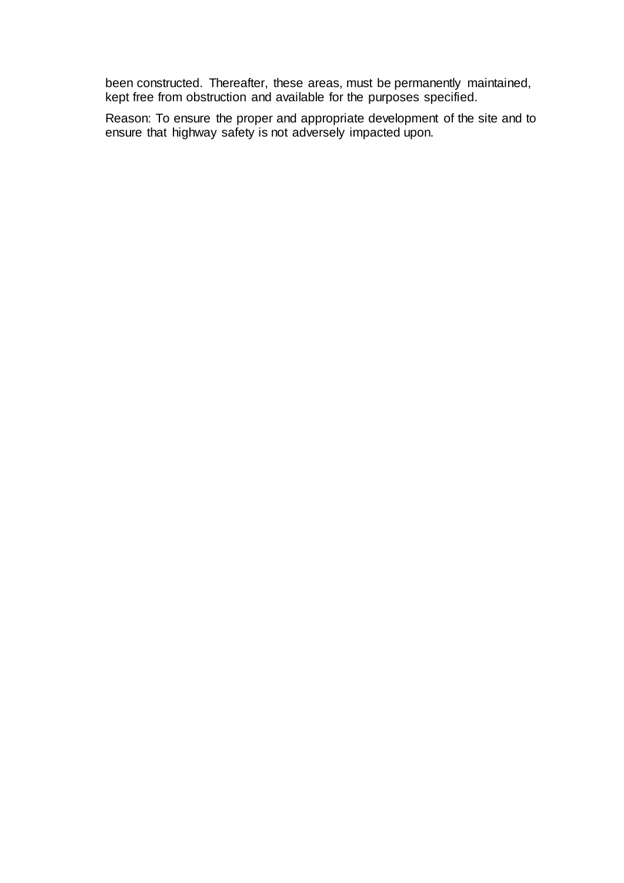been constructed. Thereafter, these areas, must be permanently maintained, kept free from obstruction and available for the purposes specified.

Reason: To ensure the proper and appropriate development of the site and to ensure that highway safety is not adversely impacted upon.